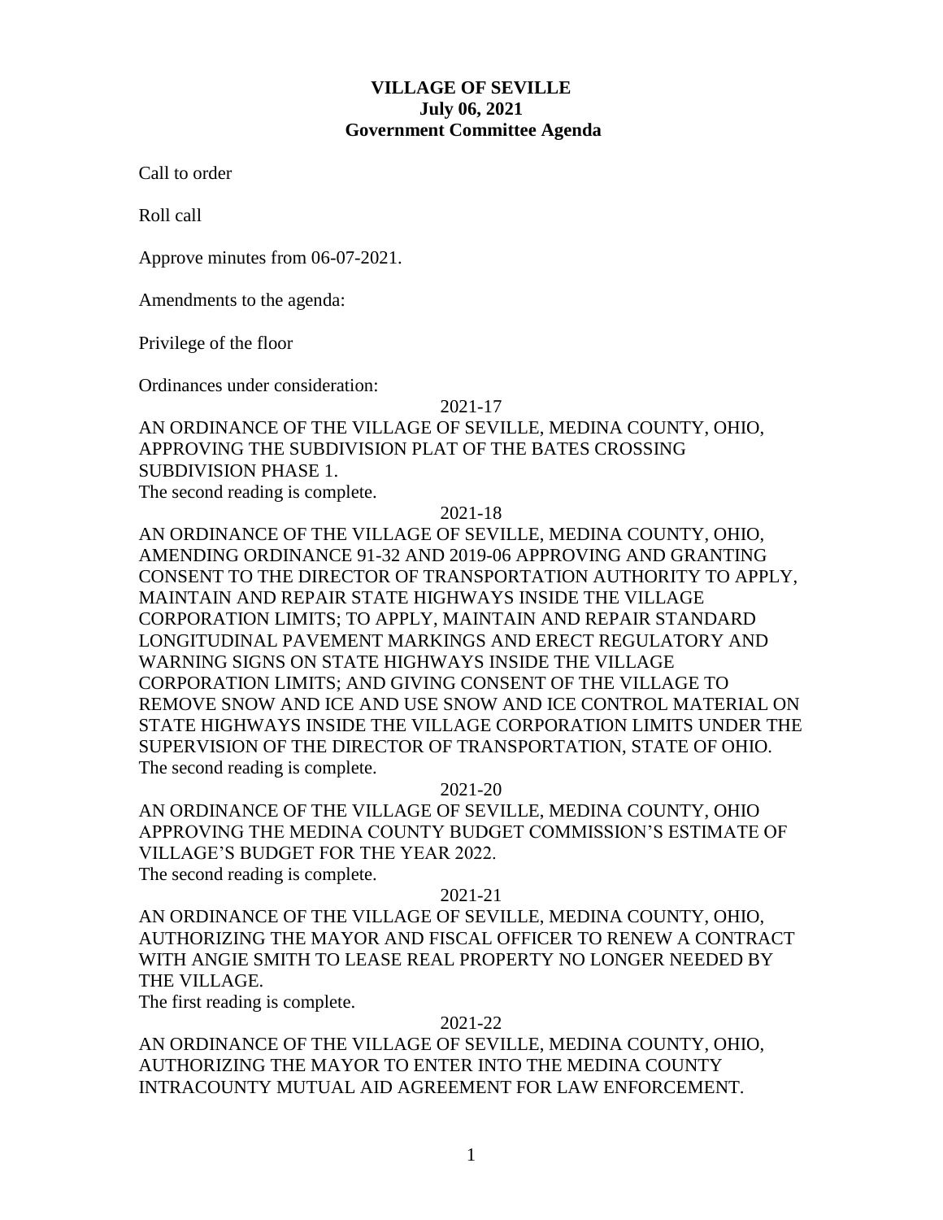**VILLAGE OF SEVILLE**
**July 06, 2021**
**Government Committee Agenda**

Call to order

Roll call

Approve minutes from 06-07-2021.

Amendments to the agenda:

Privilege of the floor

Ordinances under consideration:

2021-17

AN ORDINANCE OF THE VILLAGE OF SEVILLE, MEDINA COUNTY, OHIO, APPROVING THE SUBDIVISION PLAT OF THE BATES CROSSING SUBDIVISION PHASE 1.
The second reading is complete.

2021-18

AN ORDINANCE OF THE VILLAGE OF SEVILLE, MEDINA COUNTY, OHIO, AMENDING ORDINANCE 91-32 AND 2019-06 APPROVING AND GRANTING CONSENT TO THE DIRECTOR OF TRANSPORTATION AUTHORITY TO APPLY, MAINTAIN AND REPAIR STATE HIGHWAYS INSIDE THE VILLAGE CORPORATION LIMITS; TO APPLY, MAINTAIN AND REPAIR STANDARD LONGITUDINAL PAVEMENT MARKINGS AND ERECT REGULATORY AND WARNING SIGNS ON STATE HIGHWAYS INSIDE THE VILLAGE CORPORATION LIMITS; AND GIVING CONSENT OF THE VILLAGE TO REMOVE SNOW AND ICE AND USE SNOW AND ICE CONTROL MATERIAL ON STATE HIGHWAYS INSIDE THE VILLAGE CORPORATION LIMITS UNDER THE SUPERVISION OF THE DIRECTOR OF TRANSPORTATION, STATE OF OHIO.
The second reading is complete.

2021-20

AN ORDINANCE OF THE VILLAGE OF SEVILLE, MEDINA COUNTY, OHIO APPROVING THE MEDINA COUNTY BUDGET COMMISSION'S ESTIMATE OF VILLAGE'S BUDGET FOR THE YEAR 2022.
The second reading is complete.

2021-21

AN ORDINANCE OF THE VILLAGE OF SEVILLE, MEDINA COUNTY, OHIO, AUTHORIZING THE MAYOR AND FISCAL OFFICER TO RENEW A CONTRACT WITH ANGIE SMITH TO LEASE REAL PROPERTY NO LONGER NEEDED BY THE VILLAGE.
The first reading is complete.

2021-22

AN ORDINANCE OF THE VILLAGE OF SEVILLE, MEDINA COUNTY, OHIO, AUTHORIZING THE MAYOR TO ENTER INTO THE MEDINA COUNTY INTRACOUNTY MUTUAL AID AGREEMENT FOR LAW ENFORCEMENT.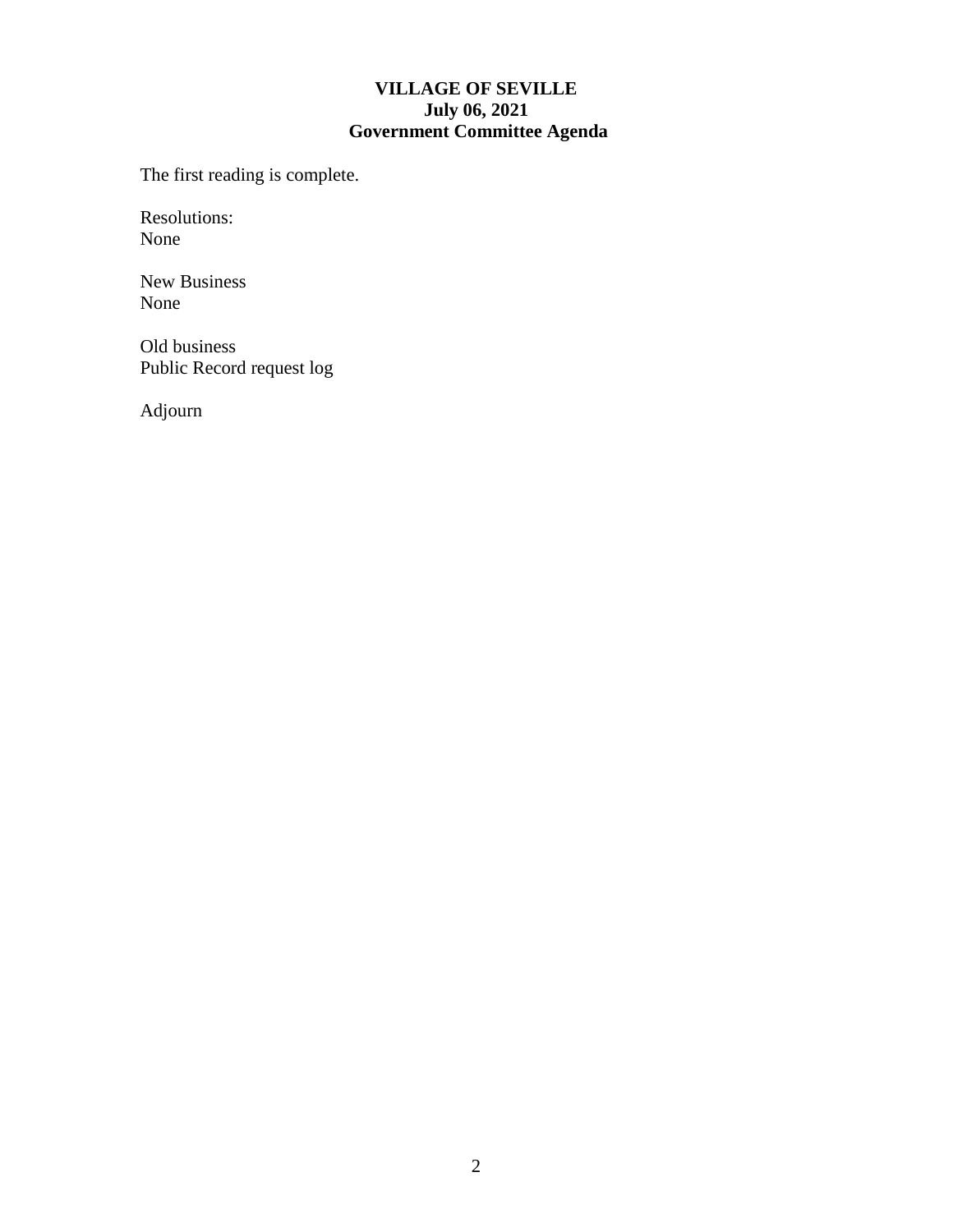**VILLAGE OF SEVILLE**
**July 06, 2021**
**Government Committee Agenda**

The first reading is complete.

Resolutions:
None

New Business
None

Old business
Public Record request log

Adjourn